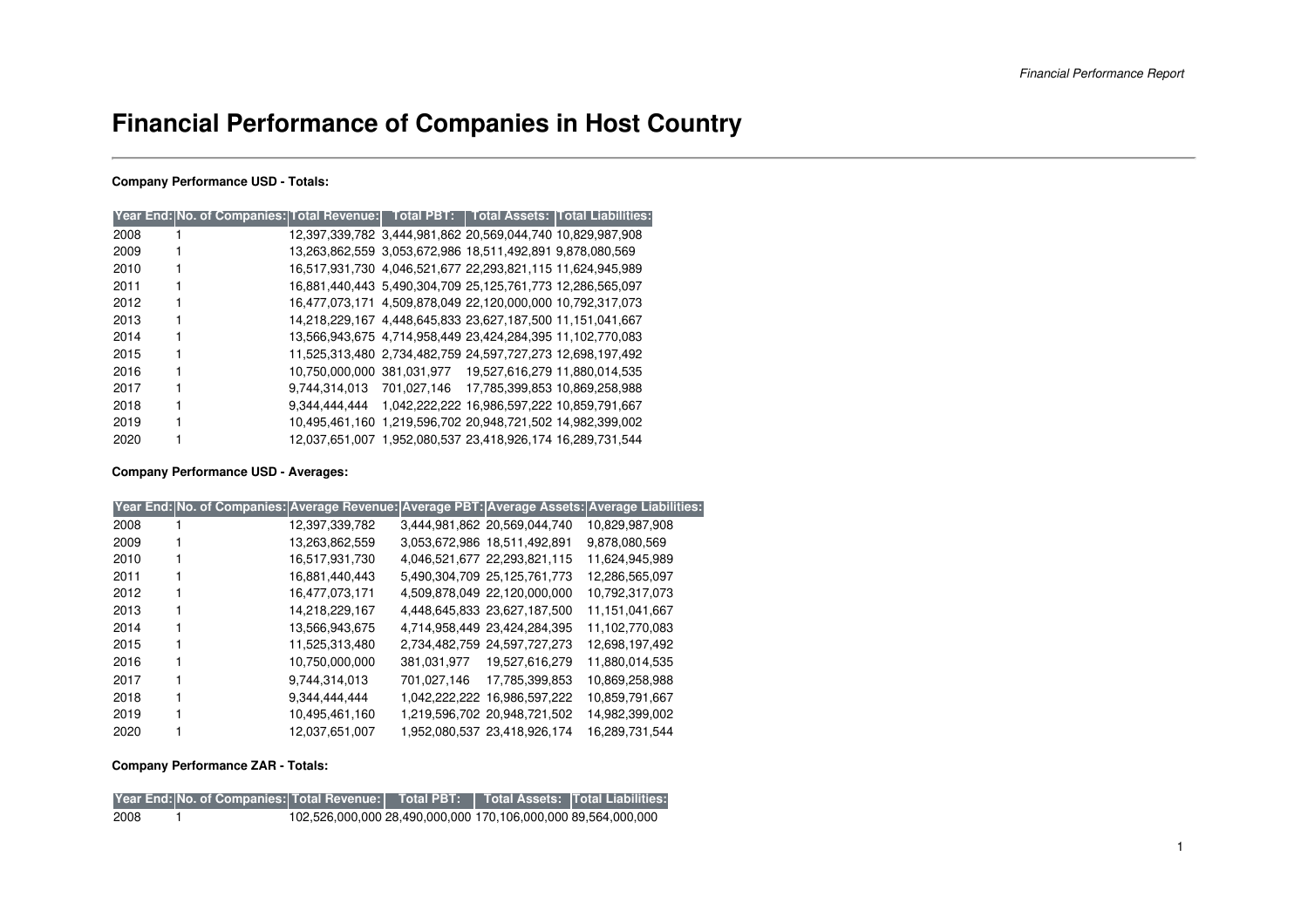# Financial Performance of Companies in Host Country

**Company Performance USD - Totals:**

| Year End: | No. of Companies: | Total Revenue: | Total PBT: | Total Assets: | Total Liabilities: |
|---|---|---|---|---|---|
| 2008 | 1 | 12,397,339,782 | 3,444,981,862 | 20,569,044,740 | 10,829,987,908 |
| 2009 | 1 | 13,263,862,559 | 3,053,672,986 | 18,511,492,891 | 9,878,080,569 |
| 2010 | 1 | 16,517,931,730 | 4,046,521,677 | 22,293,821,115 | 11,624,945,989 |
| 2011 | 1 | 16,881,440,443 | 5,490,304,709 | 25,125,761,773 | 12,286,565,097 |
| 2012 | 1 | 16,477,073,171 | 4,509,878,049 | 22,120,000,000 | 10,792,317,073 |
| 2013 | 1 | 14,218,229,167 | 4,448,645,833 | 23,627,187,500 | 11,151,041,667 |
| 2014 | 1 | 13,566,943,675 | 4,714,958,449 | 23,424,284,395 | 11,102,770,083 |
| 2015 | 1 | 11,525,313,480 | 2,734,482,759 | 24,597,727,273 | 12,698,197,492 |
| 2016 | 1 | 10,750,000,000 | 381,031,977 | 19,527,616,279 | 11,880,014,535 |
| 2017 | 1 | 9,744,314,013 | 701,027,146 | 17,785,399,853 | 10,869,258,988 |
| 2018 | 1 | 9,344,444,444 | 1,042,222,222 | 16,986,597,222 | 10,859,791,667 |
| 2019 | 1 | 10,495,461,160 | 1,219,596,702 | 20,948,721,502 | 14,982,399,002 |
| 2020 | 1 | 12,037,651,007 | 1,952,080,537 | 23,418,926,174 | 16,289,731,544 |

**Company Performance USD - Averages:**

| Year End: | No. of Companies: | Average Revenue: | Average PBT: | Average Assets: | Average Liabilities: |
|---|---|---|---|---|---|
| 2008 | 1 | 12,397,339,782 | 3,444,981,862 | 20,569,044,740 | 10,829,987,908 |
| 2009 | 1 | 13,263,862,559 | 3,053,672,986 | 18,511,492,891 | 9,878,080,569 |
| 2010 | 1 | 16,517,931,730 | 4,046,521,677 | 22,293,821,115 | 11,624,945,989 |
| 2011 | 1 | 16,881,440,443 | 5,490,304,709 | 25,125,761,773 | 12,286,565,097 |
| 2012 | 1 | 16,477,073,171 | 4,509,878,049 | 22,120,000,000 | 10,792,317,073 |
| 2013 | 1 | 14,218,229,167 | 4,448,645,833 | 23,627,187,500 | 11,151,041,667 |
| 2014 | 1 | 13,566,943,675 | 4,714,958,449 | 23,424,284,395 | 11,102,770,083 |
| 2015 | 1 | 11,525,313,480 | 2,734,482,759 | 24,597,727,273 | 12,698,197,492 |
| 2016 | 1 | 10,750,000,000 | 381,031,977 | 19,527,616,279 | 11,880,014,535 |
| 2017 | 1 | 9,744,314,013 | 701,027,146 | 17,785,399,853 | 10,869,258,988 |
| 2018 | 1 | 9,344,444,444 | 1,042,222,222 | 16,986,597,222 | 10,859,791,667 |
| 2019 | 1 | 10,495,461,160 | 1,219,596,702 | 20,948,721,502 | 14,982,399,002 |
| 2020 | 1 | 12,037,651,007 | 1,952,080,537 | 23,418,926,174 | 16,289,731,544 |

**Company Performance ZAR - Totals:**

| Year End: | No. of Companies: | Total Revenue: | Total PBT: | Total Assets: | Total Liabilities: |
|---|---|---|---|---|---|
| 2008 | 1 | 102,526,000,000 | 28,490,000,000 | 170,106,000,000 | 89,564,000,000 |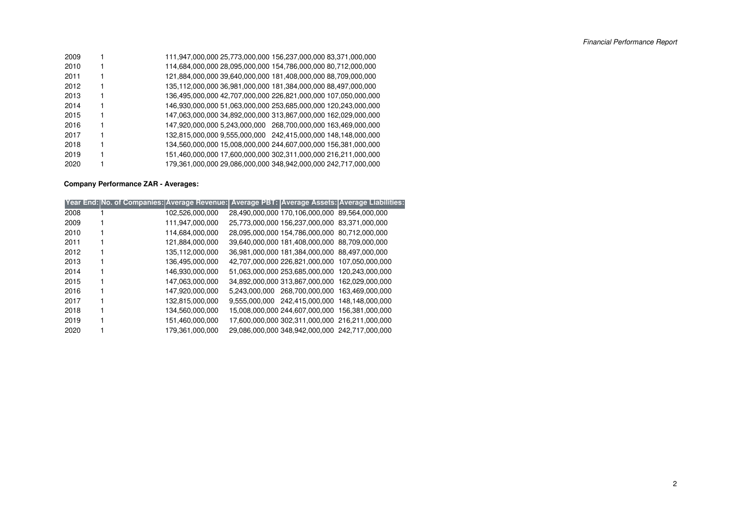| | | | | | |
|---|---|---|---|---|---|
| 2009 | 1 | 111,947,000,000 | 25,773,000,000 | 156,237,000,000 | 83,371,000,000 |
| 2010 | 1 | 114,684,000,000 | 28,095,000,000 | 154,786,000,000 | 80,712,000,000 |
| 2011 | 1 | 121,884,000,000 | 39,640,000,000 | 181,408,000,000 | 88,709,000,000 |
| 2012 | 1 | 135,112,000,000 | 36,981,000,000 | 181,384,000,000 | 88,497,000,000 |
| 2013 | 1 | 136,495,000,000 | 42,707,000,000 | 226,821,000,000 | 107,050,000,000 |
| 2014 | 1 | 146,930,000,000 | 51,063,000,000 | 253,685,000,000 | 120,243,000,000 |
| 2015 | 1 | 147,063,000,000 | 34,892,000,000 | 313,867,000,000 | 162,029,000,000 |
| 2016 | 1 | 147,920,000,000 | 5,243,000,000 | 268,700,000,000 | 163,469,000,000 |
| 2017 | 1 | 132,815,000,000 | 9,555,000,000 | 242,415,000,000 | 148,148,000,000 |
| 2018 | 1 | 134,560,000,000 | 15,008,000,000 | 244,607,000,000 | 156,381,000,000 |
| 2019 | 1 | 151,460,000,000 | 17,600,000,000 | 302,311,000,000 | 216,211,000,000 |
| 2020 | 1 | 179,361,000,000 | 29,086,000,000 | 348,942,000,000 | 242,717,000,000 |

**Company Performance ZAR - Averages:**

| Year End: | No. of Companies: | Average Revenue: | Average PBT: | Average Assets: | Average Liabilities: |
|---|---|---|---|---|---|
| 2008 | 1 | 102,526,000,000 | 28,490,000,000 | 170,106,000,000 | 89,564,000,000 |
| 2009 | 1 | 111,947,000,000 | 25,773,000,000 | 156,237,000,000 | 83,371,000,000 |
| 2010 | 1 | 114,684,000,000 | 28,095,000,000 | 154,786,000,000 | 80,712,000,000 |
| 2011 | 1 | 121,884,000,000 | 39,640,000,000 | 181,408,000,000 | 88,709,000,000 |
| 2012 | 1 | 135,112,000,000 | 36,981,000,000 | 181,384,000,000 | 88,497,000,000 |
| 2013 | 1 | 136,495,000,000 | 42,707,000,000 | 226,821,000,000 | 107,050,000,000 |
| 2014 | 1 | 146,930,000,000 | 51,063,000,000 | 253,685,000,000 | 120,243,000,000 |
| 2015 | 1 | 147,063,000,000 | 34,892,000,000 | 313,867,000,000 | 162,029,000,000 |
| 2016 | 1 | 147,920,000,000 | 5,243,000,000 | 268,700,000,000 | 163,469,000,000 |
| 2017 | 1 | 132,815,000,000 | 9,555,000,000 | 242,415,000,000 | 148,148,000,000 |
| 2018 | 1 | 134,560,000,000 | 15,008,000,000 | 244,607,000,000 | 156,381,000,000 |
| 2019 | 1 | 151,460,000,000 | 17,600,000,000 | 302,311,000,000 | 216,211,000,000 |
| 2020 | 1 | 179,361,000,000 | 29,086,000,000 | 348,942,000,000 | 242,717,000,000 |